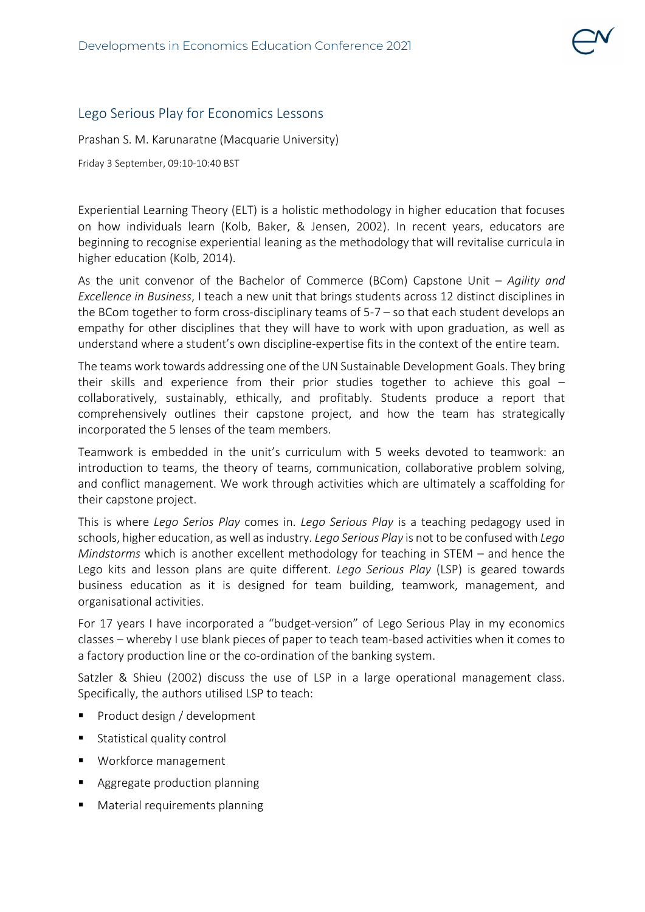## Lego Serious Play for Economics Lessons

Prashan S. M. Karunaratne (Macquarie University)

Friday 3 September, 09:10-10:40 BST

Experiential Learning Theory (ELT) is a holistic methodology in higher education that focuses on how individuals learn (Kolb, Baker, & Jensen, 2002). In recent years, educators are beginning to recognise experiential leaning as the methodology that will revitalise curricula in higher education (Kolb, 2014).

As the unit convenor of the Bachelor of Commerce (BCom) Capstone Unit – *Agility and Excellence in Business*, I teach a new unit that brings students across 12 distinct disciplines in the BCom together to form cross-disciplinary teams of 5-7 – so that each student develops an empathy for other disciplines that they will have to work with upon graduation, as well as understand where a student's own discipline-expertise fits in the context of the entire team.

The teams work towards addressing one of the UN Sustainable Development Goals. They bring their skills and experience from their prior studies together to achieve this goal – collaboratively, sustainably, ethically, and profitably. Students produce a report that comprehensively outlines their capstone project, and how the team has strategically incorporated the 5 lenses of the team members.

Teamwork is embedded in the unit's curriculum with 5 weeks devoted to teamwork: an introduction to teams, the theory of teams, communication, collaborative problem solving, and conflict management. We work through activities which are ultimately a scaffolding for their capstone project.

This is where *Lego Serios Play* comes in. *Lego Serious Play* is a teaching pedagogy used in schools, higher education, as well as industry. *Lego Serious Play* is not to be confused with *Lego Mindstorms* which is another excellent methodology for teaching in STEM – and hence the Lego kits and lesson plans are quite different. *Lego Serious Play* (LSP) is geared towards business education as it is designed for team building, teamwork, management, and organisational activities.

For 17 years I have incorporated a "budget-version" of Lego Serious Play in my economics classes – whereby I use blank pieces of paper to teach team-based activities when it comes to a factory production line or the co-ordination of the banking system.

Satzler & Shieu (2002) discuss the use of LSP in a large operational management class. Specifically, the authors utilised LSP to teach:

- Product design / development
- Statistical quality control
- Workforce management
- Aggregate production planning
- Material requirements planning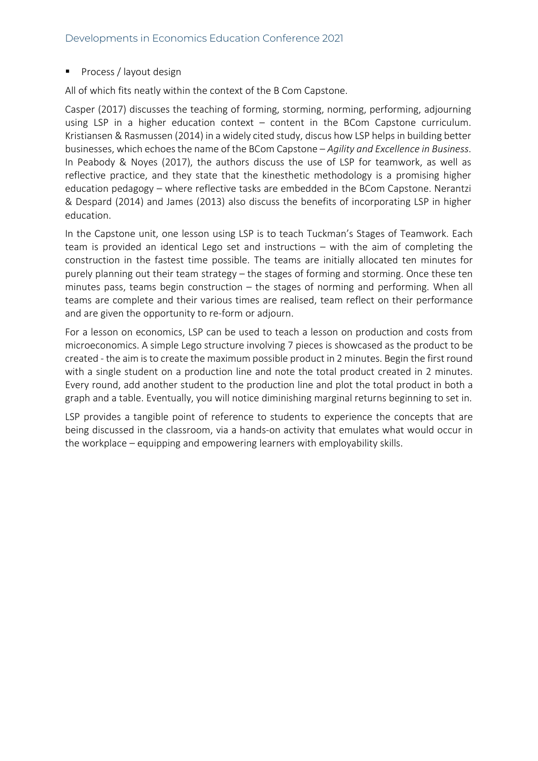- Process / layout design

All of which fits neatly within the context of the B Com Capstone.

Casper (2017) discusses the teaching of forming, storming, norming, performing, adjourning using LSP in a higher education context – content in the BCom Capstone curriculum. Kristiansen & Rasmussen (2014) in a widely cited study, discus how LSP helps in building better businesses, which echoes the name of the BCom Capstone – *Agility and Excellence in Business*. In Peabody & Noyes (2017), the authors discuss the use of LSP for teamwork, as well as reflective practice, and they state that the kinesthetic methodology is a promising higher education pedagogy – where reflective tasks are embedded in the BCom Capstone. Nerantzi & Despard (2014) and James (2013) also discuss the benefits of incorporating LSP in higher education.

In the Capstone unit, one lesson using LSP is to teach Tuckman's Stages of Teamwork. Each team is provided an identical Lego set and instructions – with the aim of completing the construction in the fastest time possible. The teams are initially allocated ten minutes for purely planning out their team strategy – the stages of forming and storming. Once these ten minutes pass, teams begin construction – the stages of norming and performing. When all teams are complete and their various times are realised, team reflect on their performance and are given the opportunity to re-form or adjourn.

For a lesson on economics, LSP can be used to teach a lesson on production and costs from microeconomics. A simple Lego structure involving 7 pieces is showcased as the product to be created - the aim is to create the maximum possible product in 2 minutes. Begin the first round with a single student on a production line and note the total product created in 2 minutes. Every round, add another student to the production line and plot the total product in both a graph and a table. Eventually, you will notice diminishing marginal returns beginning to set in.

LSP provides a tangible point of reference to students to experience the concepts that are being discussed in the classroom, via a hands-on activity that emulates what would occur in the workplace – equipping and empowering learners with employability skills.